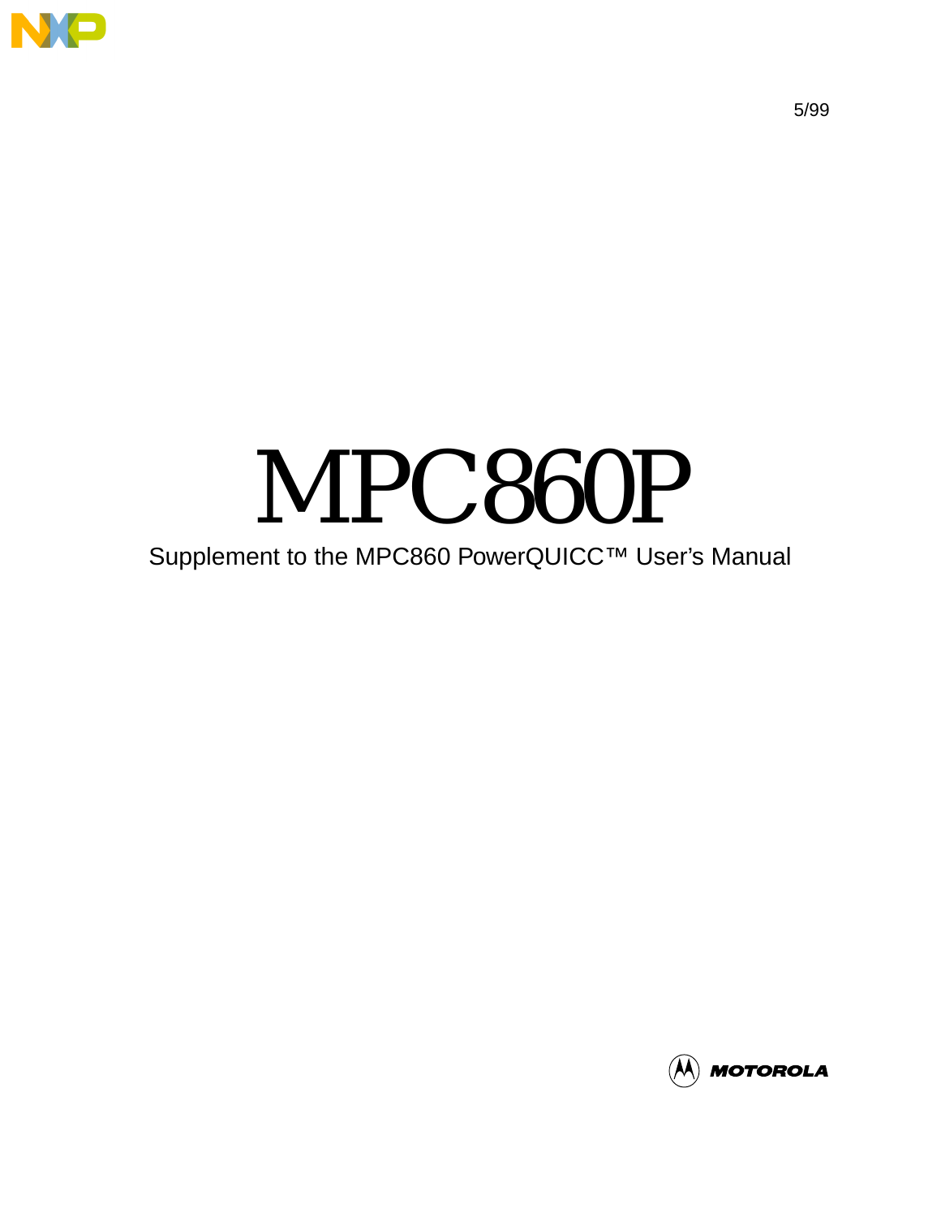5/99

# MPC860P

Supplement to the MPC860 PowerQUICC™ User's Manual

MOTOROLA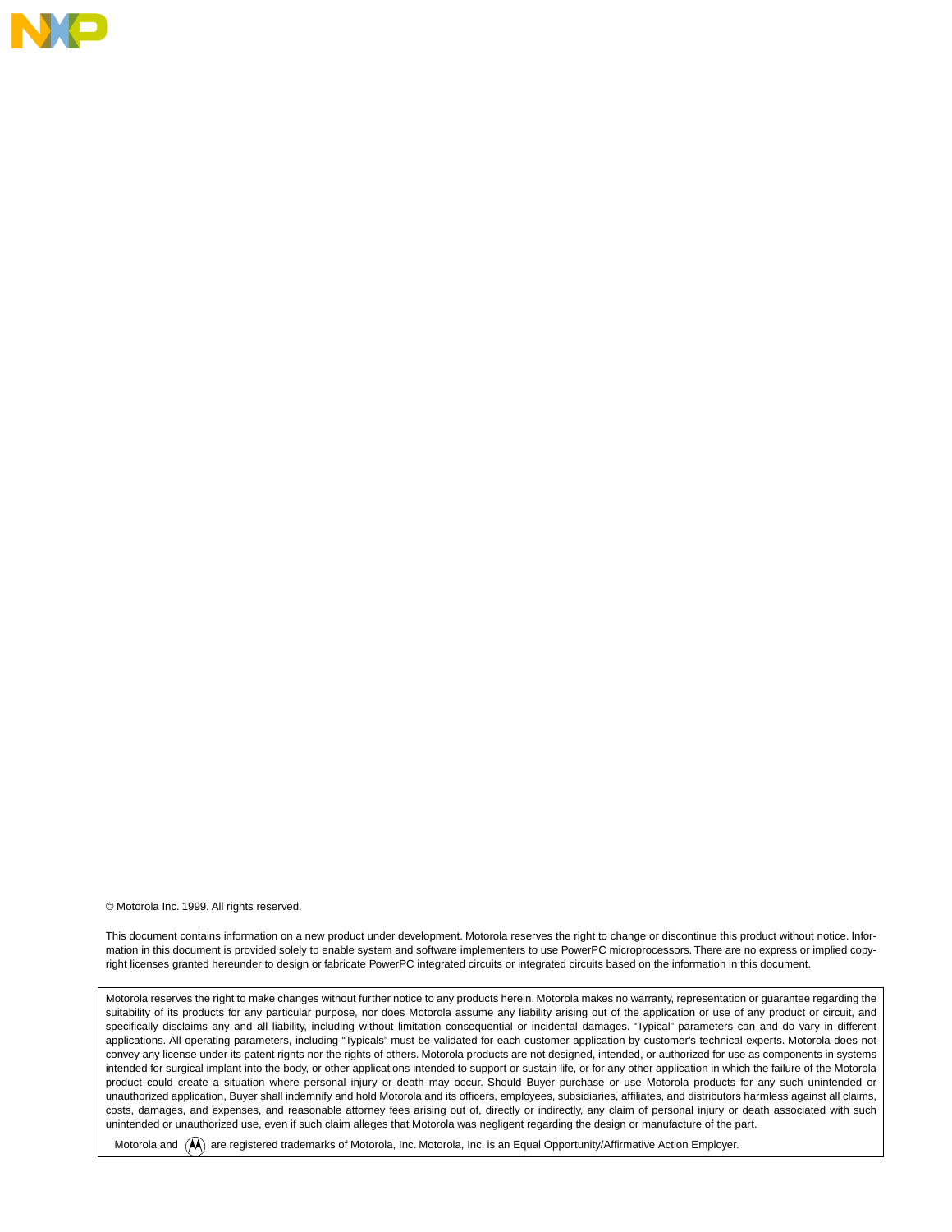© Motorola Inc. 1999. All rights reserved.

This document contains information on a new product under development. Motorola reserves the right to change or discontinue this product without notice. Information in this document is provided solely to enable system and software implementers to use PowerPC microprocessors. There are no express or implied copyright licenses granted hereunder to design or fabricate PowerPC integrated circuits or integrated circuits based on the information in this document.

Motorola reserves the right to make changes without further notice to any products herein. Motorola makes no warranty, representation or guarantee regarding the suitability of its products for any particular purpose, nor does Motorola assume any liability arising out of the application or use of any product or circuit, and specifically disclaims any and all liability, including without limitation consequential or incidental damages. "Typical" parameters can and do vary in different applications. All operating parameters, including "Typicals" must be validated for each customer application by customer's technical experts. Motorola does not convey any license under its patent rights nor the rights of others. Motorola products are not designed, intended, or authorized for use as components in systems intended for surgical implant into the body, or other applications intended to support or sustain life, or for any other application in which the failure of the Motorola product could create a situation where personal injury or death may occur. Should Buyer purchase or use Motorola products for any such unintended or unauthorized application, Buyer shall indemnify and hold Motorola and its officers, employees, subsidiaries, affiliates, and distributors harmless against all claims, costs, damages, and expenses, and reasonable attorney fees arising out of, directly or indirectly, any claim of personal injury or death associated with such unintended or unauthorized use, even if such claim alleges that Motorola was negligent regarding the design or manufacture of the part.

Motorola and Ⓜ are registered trademarks of Motorola, Inc. Motorola, Inc. is an Equal Opportunity/Affirmative Action Employer.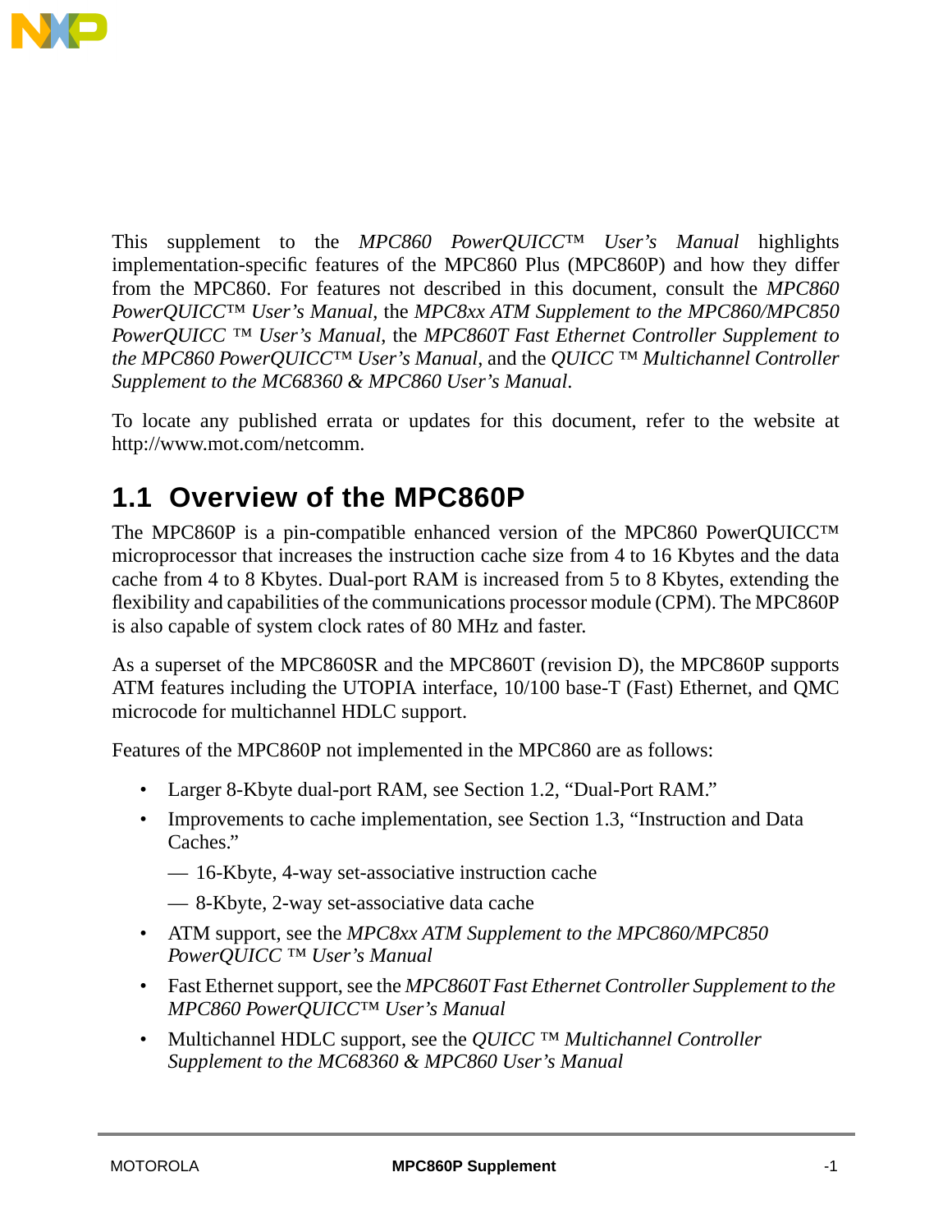This supplement to the *MPC860 PowerQUICC™ User's Manual* highlights implementation-specific features of the MPC860 Plus (MPC860P) and how they differ from the MPC860. For features not described in this document, consult the *MPC860 PowerQUICC™ User's Manual*, the *MPC8xx ATM Supplement to the MPC860/MPC850 PowerQUICC ™ User's Manual*, the *MPC860T Fast Ethernet Controller Supplement to the MPC860 PowerQUICC™ User's Manual*, and the *QUICC ™ Multichannel Controller Supplement to the MC68360 & MPC860 User's Manual*.

To locate any published errata or updates for this document, refer to the website at http://www.mot.com/netcomm.

## 1.1 Overview of the MPC860P

The MPC860P is a pin-compatible enhanced version of the MPC860 PowerQUICC™ microprocessor that increases the instruction cache size from 4 to 16 Kbytes and the data cache from 4 to 8 Kbytes. Dual-port RAM is increased from 5 to 8 Kbytes, extending the flexibility and capabilities of the communications processor module (CPM). The MPC860P is also capable of system clock rates of 80 MHz and faster.

As a superset of the MPC860SR and the MPC860T (revision D), the MPC860P supports ATM features including the UTOPIA interface, 10/100 base-T (Fast) Ethernet, and QMC microcode for multichannel HDLC support.

Features of the MPC860P not implemented in the MPC860 are as follows:

- Larger 8-Kbyte dual-port RAM, see Section 1.2, "Dual-Port RAM."
- Improvements to cache implementation, see Section 1.3, "Instruction and Data Caches."
  - 16-Kbyte, 4-way set-associative instruction cache
  - 8-Kbyte, 2-way set-associative data cache
- ATM support, see the *MPC8xx ATM Supplement to the MPC860/MPC850 PowerQUICC ™ User's Manual*
- Fast Ethernet support, see the *MPC860T Fast Ethernet Controller Supplement to the MPC860 PowerQUICC™ User's Manual*
- Multichannel HDLC support, see the *QUICC ™ Multichannel Controller Supplement to the MC68360 & MPC860 User's Manual*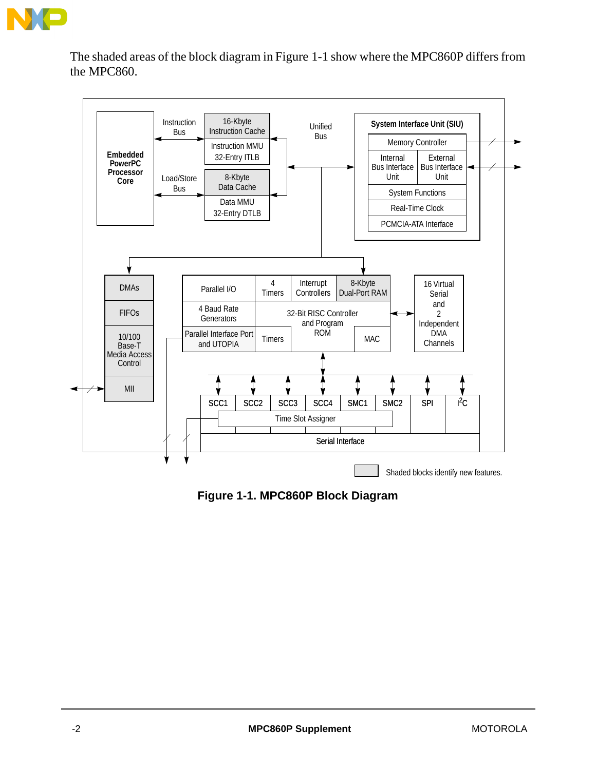The shaded areas of the block diagram in Figure 1-1 show where the MPC860P differs from the MPC860.

Embedded PowerPC Processor Core

Instruction Bus

Load/Store Bus

16-Kbyte Instruction Cache

Instruction MMU 32-Entry ITLB

8-Kbyte Data Cache

Data MMU 32-Entry DTLB

Unified Bus

System Interface Unit (SIU)

Memory Controller

Internal Bus Interface Unit

External Bus Interface Unit

System Functions

Real-Time Clock

PCMCIA-ATA Interface

DMAs

FIFOs

10/100 Base-T Media Access Control

MII

Parallel I/O

4 Timers

Interrupt Controllers

8-Kbyte Dual-Port RAM

4 Baud Rate Generators

32-Bit RISC Controller and Program ROM

Parallel Interface Port and UTOPIA

Timers

MAC

16 Virtual Serial and 2 Independent DMA Channels

SCC1 | SCC2 | SCC3 | SCC4 | SMC1 | SMC2 | SPI | $I^2C$

Time Slot Assigner

Serial Interface

Shaded blocks identify new features.

**Figure 1-1. MPC860P Block Diagram**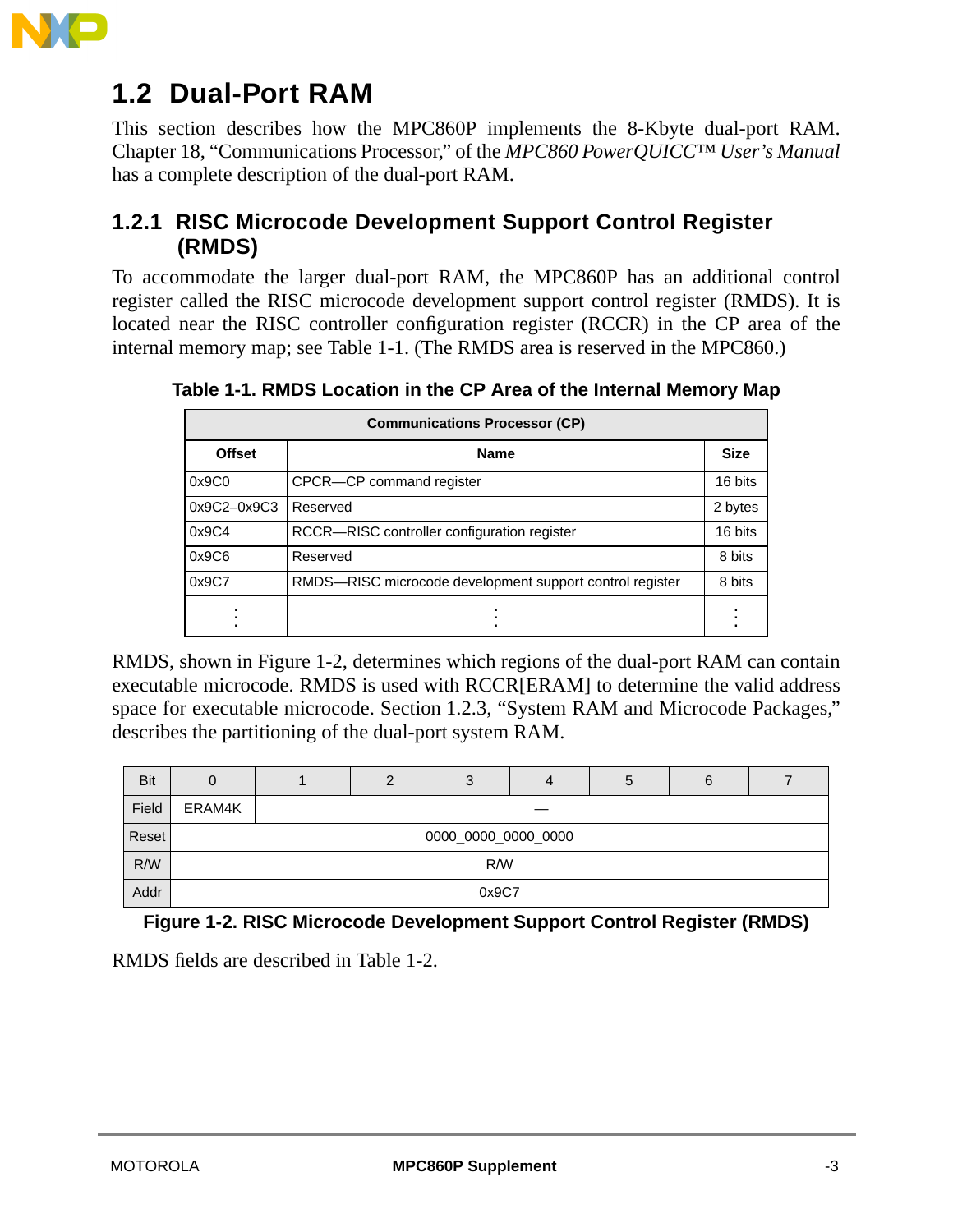## 1.2 Dual-Port RAM

This section describes how the MPC860P implements the 8-Kbyte dual-port RAM. Chapter 18, "Communications Processor," of the *MPC860 PowerQUICC™ User's Manual* has a complete description of the dual-port RAM.

### 1.2.1 RISC Microcode Development Support Control Register (RMDS)

To accommodate the larger dual-port RAM, the MPC860P has an additional control register called the RISC microcode development support control register (RMDS). It is located near the RISC controller configuration register (RCCR) in the CP area of the internal memory map; see Table 1-1. (The RMDS area is reserved in the MPC860.)

**Table 1-1. RMDS Location in the CP Area of the Internal Memory Map**

| Communications Processor (CP) | | |
|---|---|---|
| **Offset** | **Name** | **Size** |
| 0x9C0 | CPCR—CP command register | 16 bits |
| 0x9C2–0x9C3 | Reserved | 2 bytes |
| 0x9C4 | RCCR—RISC controller configuration register | 16 bits |
| 0x9C6 | Reserved | 8 bits |
| 0x9C7 | RMDS—RISC microcode development support control register | 8 bits |
| ⋮ | ⋮ | ⋮ |

RMDS, shown in Figure 1-2, determines which regions of the dual-port RAM can contain executable microcode. RMDS is used with RCCR[ERAM] to determine the valid address space for executable microcode. Section 1.2.3, "System RAM and Microcode Packages," describes the partitioning of the dual-port system RAM.

| Bit | 0 | 1 | 2 | 3 | 4 | 5 | 6 | 7 |
|---|---|---|---|---|---|---|---|---|
| Field | ERAM4K | — | | | | | | |
| Reset | 0000_0000_0000_0000 | | | | | | | |
| R/W | R/W | | | | | | | |
| Addr | 0x9C7 | | | | | | | |

**Figure 1-2. RISC Microcode Development Support Control Register (RMDS)**

RMDS fields are described in Table 1-2.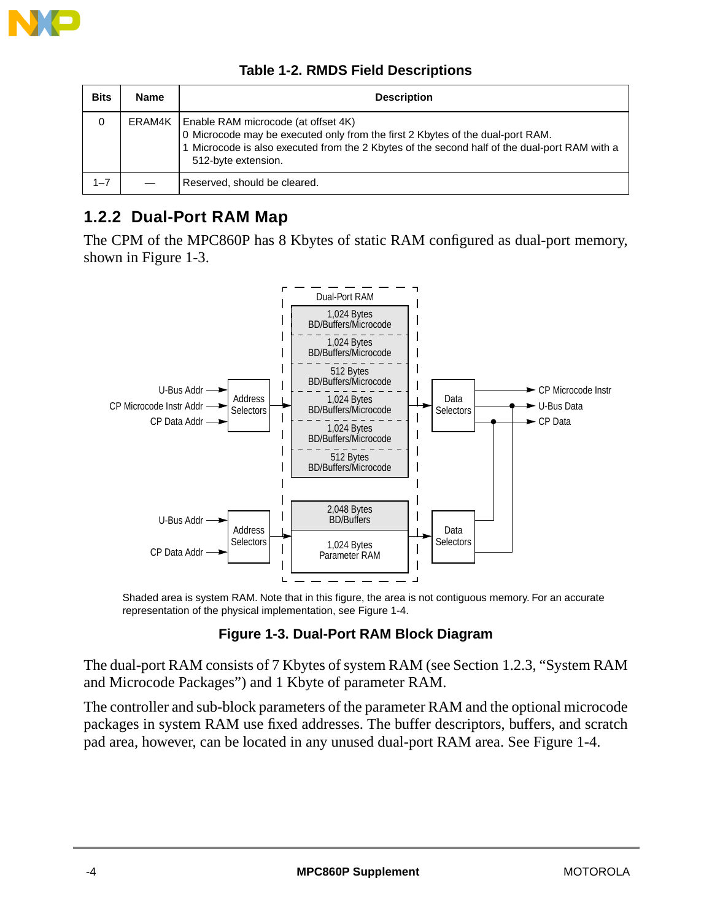**Table 1-2. RMDS Field Descriptions**

| Bits | Name | Description |
|---|---|---|
| 0 | ERAM4K | Enable RAM microcode (at offset 4K)<br>0 Microcode may be executed only from the first 2 Kbytes of the dual-port RAM.<br>1 Microcode is also executed from the 2 Kbytes of the second half of the dual-port RAM with a 512-byte extension. |
| 1–7 | — | Reserved, should be cleared. |

### 1.2.2 Dual-Port RAM Map

The CPM of the MPC860P has 8 Kbytes of static RAM configured as dual-port memory, shown in Figure 1-3.

Shaded area is system RAM. Note that in this figure, the area is not contiguous memory. For an accurate representation of the physical implementation, see Figure 1-4.

**Figure 1-3. Dual-Port RAM Block Diagram**

The dual-port RAM consists of 7 Kbytes of system RAM (see Section 1.2.3, “System RAM and Microcode Packages”) and 1 Kbyte of parameter RAM.

The controller and sub-block parameters of the parameter RAM and the optional microcode packages in system RAM use fixed addresses. The buffer descriptors, buffers, and scratch pad area, however, can be located in any unused dual-port RAM area. See Figure 1-4.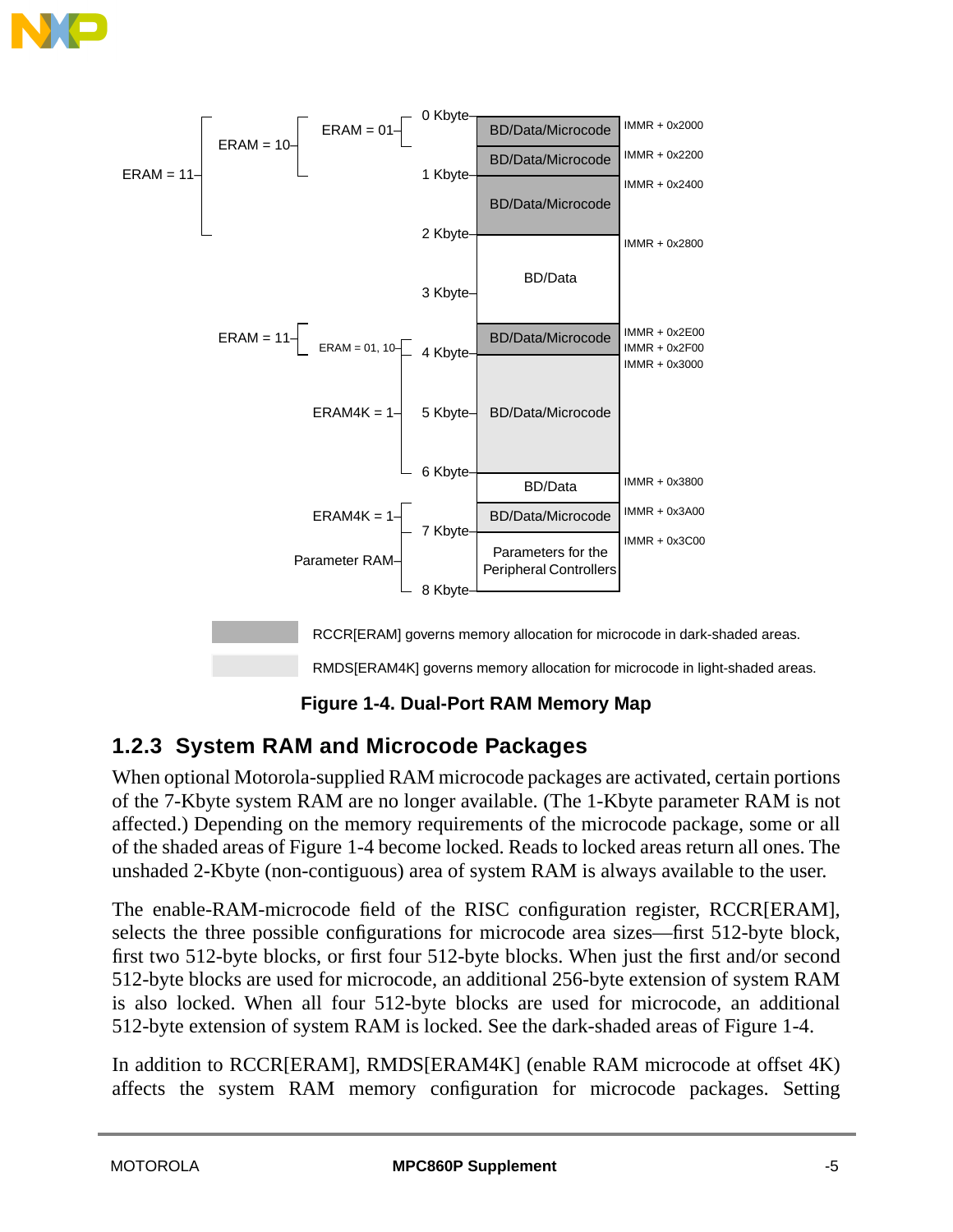Figure 1-4. Dual-Port RAM Memory Map

## 1.2.3 System RAM and Microcode Packages

When optional Motorola-supplied RAM microcode packages are activated, certain portions of the 7-Kbyte system RAM are no longer available. (The 1-Kbyte parameter RAM is not affected.) Depending on the memory requirements of the microcode package, some or all of the shaded areas of Figure 1-4 become locked. Reads to locked areas return all ones. The unshaded 2-Kbyte (non-contiguous) area of system RAM is always available to the user.

The enable-RAM-microcode field of the RISC configuration register, RCCR[ERAM], selects the three possible configurations for microcode area sizes—first 512-byte block, first two 512-byte blocks, or first four 512-byte blocks. When just the first and/or second 512-byte blocks are used for microcode, an additional 256-byte extension of system RAM is also locked. When all four 512-byte blocks are used for microcode, an additional 512-byte extension of system RAM is locked. See the dark-shaded areas of Figure 1-4.

In addition to RCCR[ERAM], RMDS[ERAM4K] (enable RAM microcode at offset 4K) affects the system RAM memory configuration for microcode packages. Setting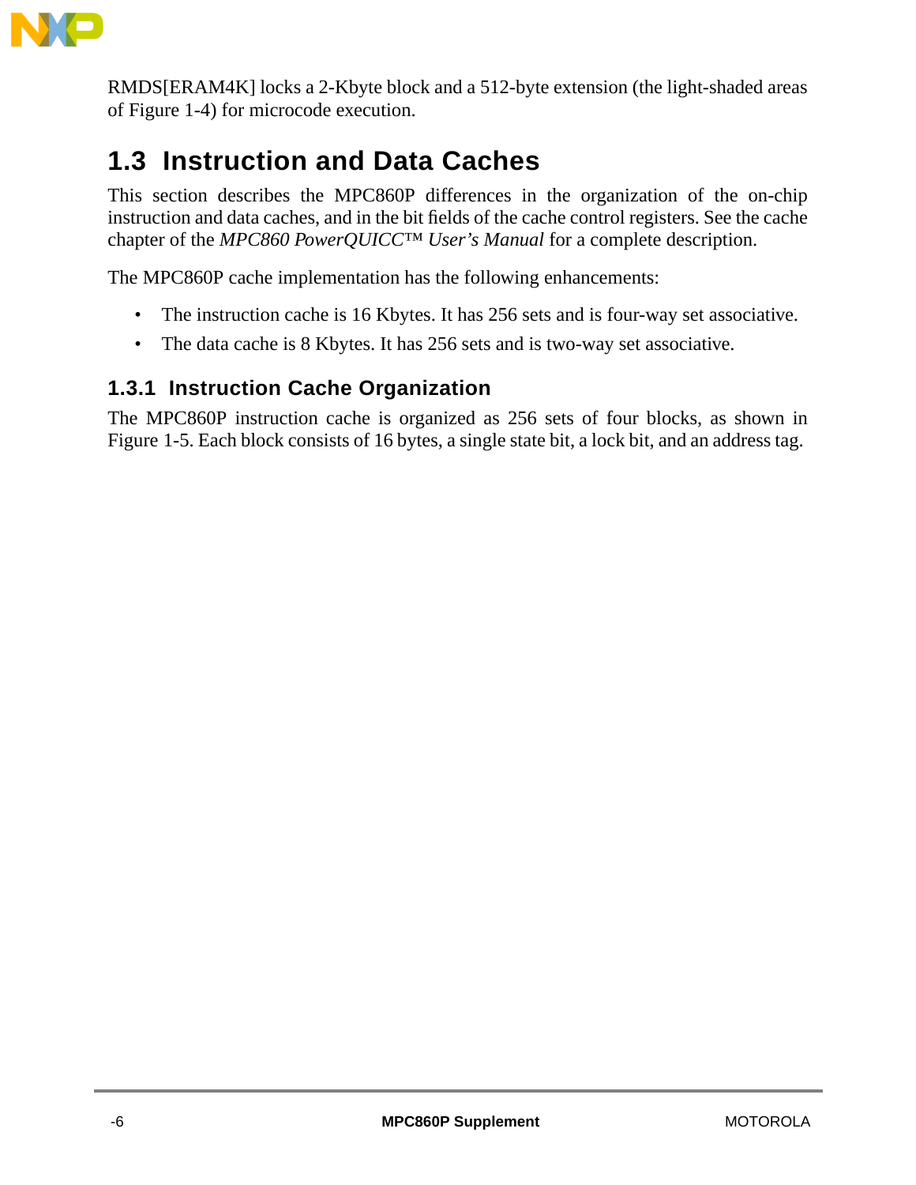RMDS[ERAM4K] locks a 2-Kbyte block and a 512-byte extension (the light-shaded areas of Figure 1-4) for microcode execution.

## 1.3 Instruction and Data Caches

This section describes the MPC860P differences in the organization of the on-chip instruction and data caches, and in the bit fields of the cache control registers. See the cache chapter of the *MPC860 PowerQUICC™ User's Manual* for a complete description.

The MPC860P cache implementation has the following enhancements:

- The instruction cache is 16 Kbytes. It has 256 sets and is four-way set associative.
- The data cache is 8 Kbytes. It has 256 sets and is two-way set associative.

### 1.3.1 Instruction Cache Organization

The MPC860P instruction cache is organized as 256 sets of four blocks, as shown in Figure 1-5. Each block consists of 16 bytes, a single state bit, a lock bit, and an address tag.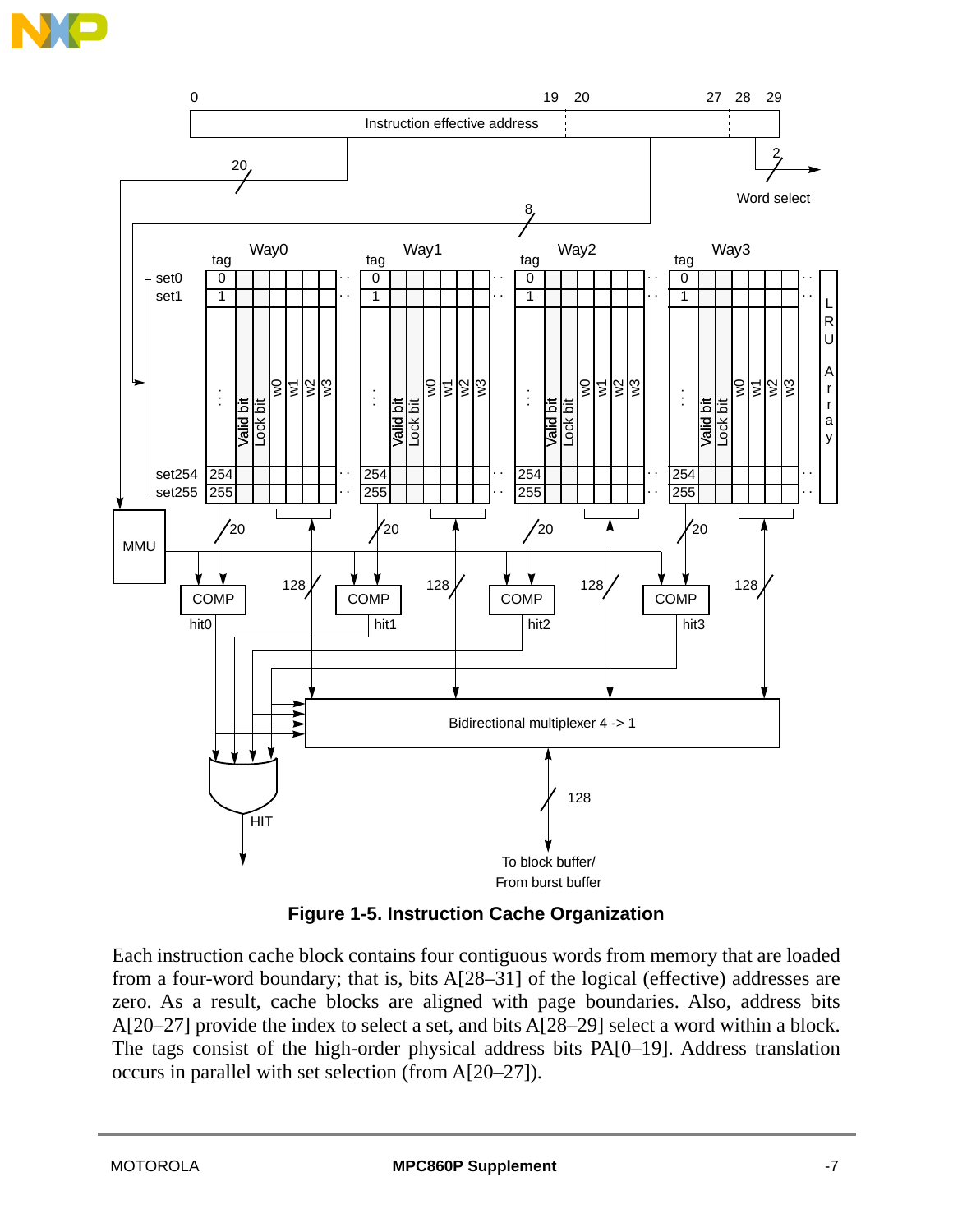**Figure 1-5. Instruction Cache Organization**

Each instruction cache block contains four contiguous words from memory that are loaded from a four-word boundary; that is, bits A[28–31] of the logical (effective) addresses are zero. As a result, cache blocks are aligned with page boundaries. Also, address bits A[20–27] provide the index to select a set, and bits A[28–29] select a word within a block. The tags consist of the high-order physical address bits PA[0–19]. Address translation occurs in parallel with set selection (from A[20–27]).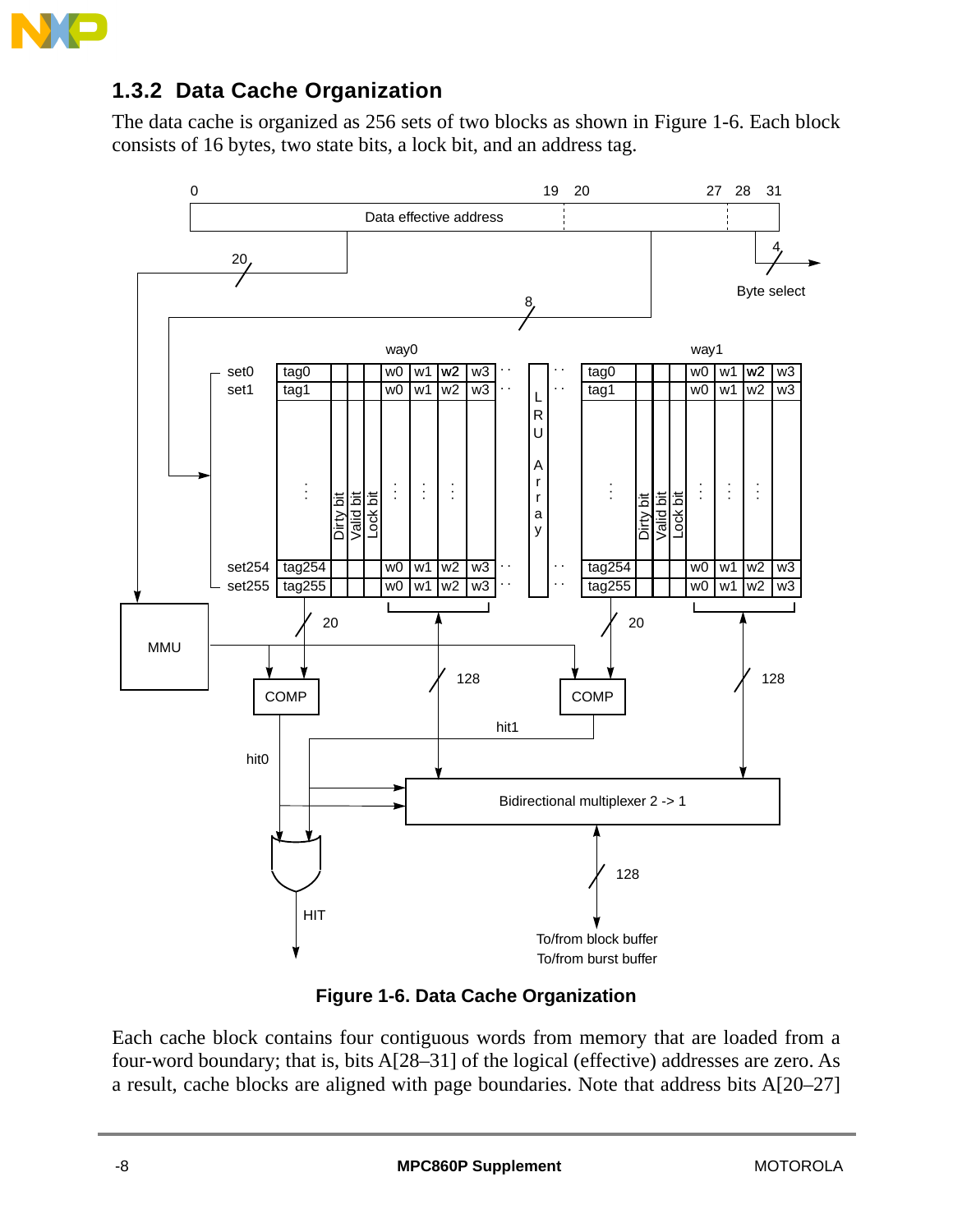### 1.3.2 Data Cache Organization

The data cache is organized as 256 sets of two blocks as shown in Figure 1-6. Each block consists of 16 bytes, two state bits, a lock bit, and an address tag.

**Figure 1-6. Data Cache Organization**

Each cache block contains four contiguous words from memory that are loaded from a four-word boundary; that is, bits A[28–31] of the logical (effective) addresses are zero. As a result, cache blocks are aligned with page boundaries. Note that address bits A[20–27]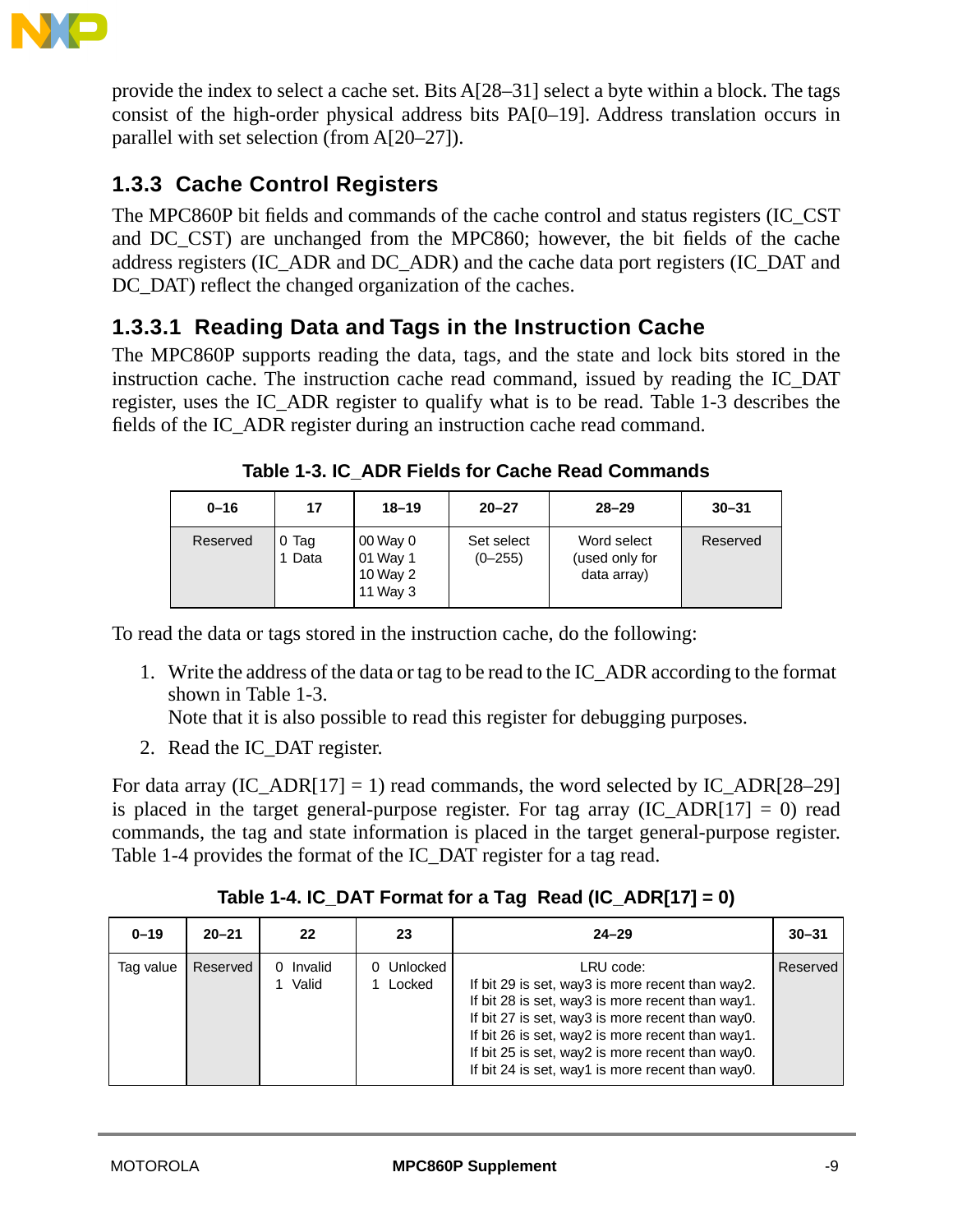provide the index to select a cache set. Bits A[28–31] select a byte within a block. The tags consist of the high-order physical address bits PA[0–19]. Address translation occurs in parallel with set selection (from A[20–27]).

### 1.3.3 Cache Control Registers

The MPC860P bit fields and commands of the cache control and status registers (IC_CST and DC_CST) are unchanged from the MPC860; however, the bit fields of the cache address registers (IC_ADR and DC_ADR) and the cache data port registers (IC_DAT and DC_DAT) reflect the changed organization of the caches.

#### 1.3.3.1 Reading Data and Tags in the Instruction Cache

The MPC860P supports reading the data, tags, and the state and lock bits stored in the instruction cache. The instruction cache read command, issued by reading the IC_DAT register, uses the IC_ADR register to qualify what is to be read. Table 1-3 describes the fields of the IC_ADR register during an instruction cache read command.

**Table 1-3. IC_ADR Fields for Cache Read Commands**

| 0–16 | 17 | 18–19 | 20–27 | 28–29 | 30–31 |
|---|---|---|---|---|---|
| Reserved | 0 Tag<br>1 Data | 00 Way 0<br>01 Way 1<br>10 Way 2<br>11 Way 3 | Set select (0–255) | Word select (used only for data array) | Reserved |

To read the data or tags stored in the instruction cache, do the following:

1. Write the address of the data or tag to be read to the IC_ADR according to the format shown in Table 1-3.
   Note that it is also possible to read this register for debugging purposes.
2. Read the IC_DAT register.

For data array (IC_ADR[17] = 1) read commands, the word selected by IC_ADR[28–29] is placed in the target general-purpose register. For tag array (IC_ADR[17] = 0) read commands, the tag and state information is placed in the target general-purpose register. Table 1-4 provides the format of the IC_DAT register for a tag read.

**Table 1-4. IC_DAT Format for a Tag Read (IC_ADR[17] = 0)**

| 0–19 | 20–21 | 22 | 23 | 24–29 | 30–31 |
|---|---|---|---|---|---|
| Tag value | Reserved | 0 Invalid<br>1 Valid | 0 Unlocked<br>1 Locked | LRU code:<br>If bit 29 is set, way3 is more recent than way2.<br>If bit 28 is set, way3 is more recent than way1.<br>If bit 27 is set, way3 is more recent than way0.<br>If bit 26 is set, way2 is more recent than way1.<br>If bit 25 is set, way2 is more recent than way0.<br>If bit 24 is set, way1 is more recent than way0. | Reserved |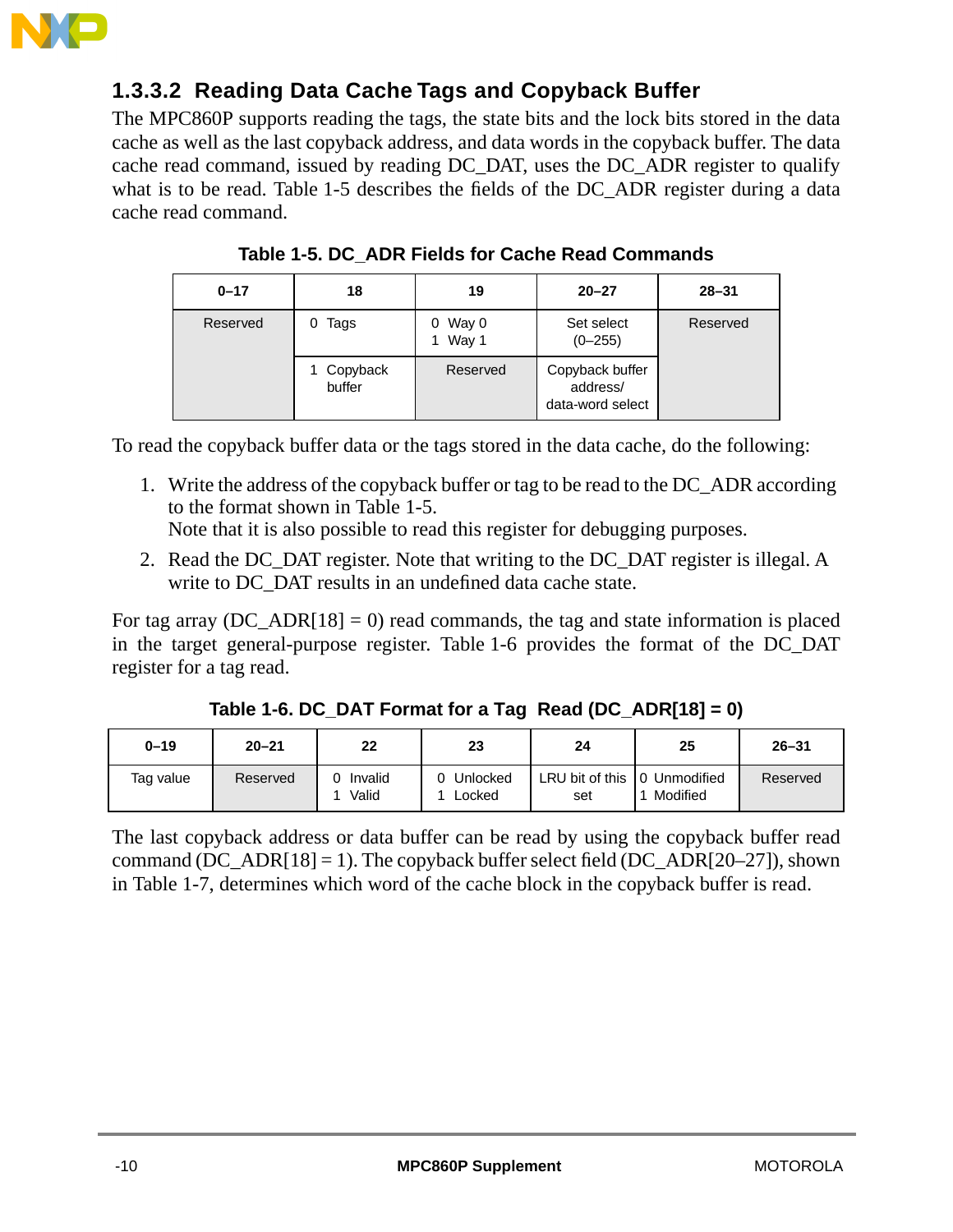### 1.3.3.2 Reading Data Cache Tags and Copyback Buffer

The MPC860P supports reading the tags, the state bits and the lock bits stored in the data cache as well as the last copyback address, and data words in the copyback buffer. The data cache read command, issued by reading DC_DAT, uses the DC_ADR register to qualify what is to be read. Table 1-5 describes the fields of the DC_ADR register during a data cache read command.

**Table 1-5. DC_ADR Fields for Cache Read Commands**

| 0–17 | 18 | 19 | 20–27 | 28–31 |
|---|---|---|---|---|
| Reserved | 0 Tags | 0 Way 0<br>1 Way 1 | Set select<br>(0–255) | Reserved |
| | 1 Copyback buffer | Reserved | Copyback buffer address/ data-word select | |

To read the copyback buffer data or the tags stored in the data cache, do the following:

1. Write the address of the copyback buffer or tag to be read to the DC_ADR according to the format shown in Table 1-5.
   Note that it is also possible to read this register for debugging purposes.
2. Read the DC_DAT register. Note that writing to the DC_DAT register is illegal. A write to DC_DAT results in an undefined data cache state.

For tag array (DC_ADR[18] = 0) read commands, the tag and state information is placed in the target general-purpose register. Table 1-6 provides the format of the DC_DAT register for a tag read.

**Table 1-6. DC_DAT Format for a Tag Read (DC_ADR[18] = 0)**

| 0–19 | 20–21 | 22 | 23 | 24 | 25 | 26–31 |
|---|---|---|---|---|---|---|
| Tag value | Reserved | 0 Invalid<br>1 Valid | 0 Unlocked<br>1 Locked | LRU bit of this set | 0 Unmodified<br>1 Modified | Reserved |

The last copyback address or data buffer can be read by using the copyback buffer read command (DC_ADR[18] = 1). The copyback buffer select field (DC_ADR[20–27]), shown in Table 1-7, determines which word of the cache block in the copyback buffer is read.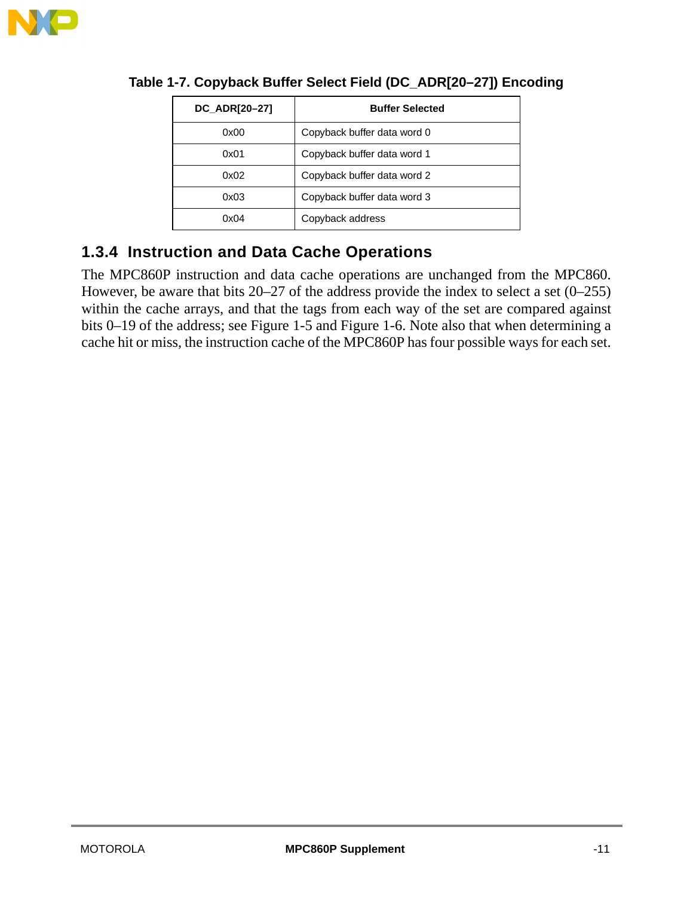**Table 1-7. Copyback Buffer Select Field (DC_ADR[20–27]) Encoding**

| DC_ADR[20–27] | Buffer Selected |
|---|---|
| 0x00 | Copyback buffer data word 0 |
| 0x01 | Copyback buffer data word 1 |
| 0x02 | Copyback buffer data word 2 |
| 0x03 | Copyback buffer data word 3 |
| 0x04 | Copyback address |

### 1.3.4 Instruction and Data Cache Operations

The MPC860P instruction and data cache operations are unchanged from the MPC860. However, be aware that bits 20–27 of the address provide the index to select a set (0–255) within the cache arrays, and that the tags from each way of the set are compared against bits 0–19 of the address; see Figure 1-5 and Figure 1-6. Note also that when determining a cache hit or miss, the instruction cache of the MPC860P has four possible ways for each set.